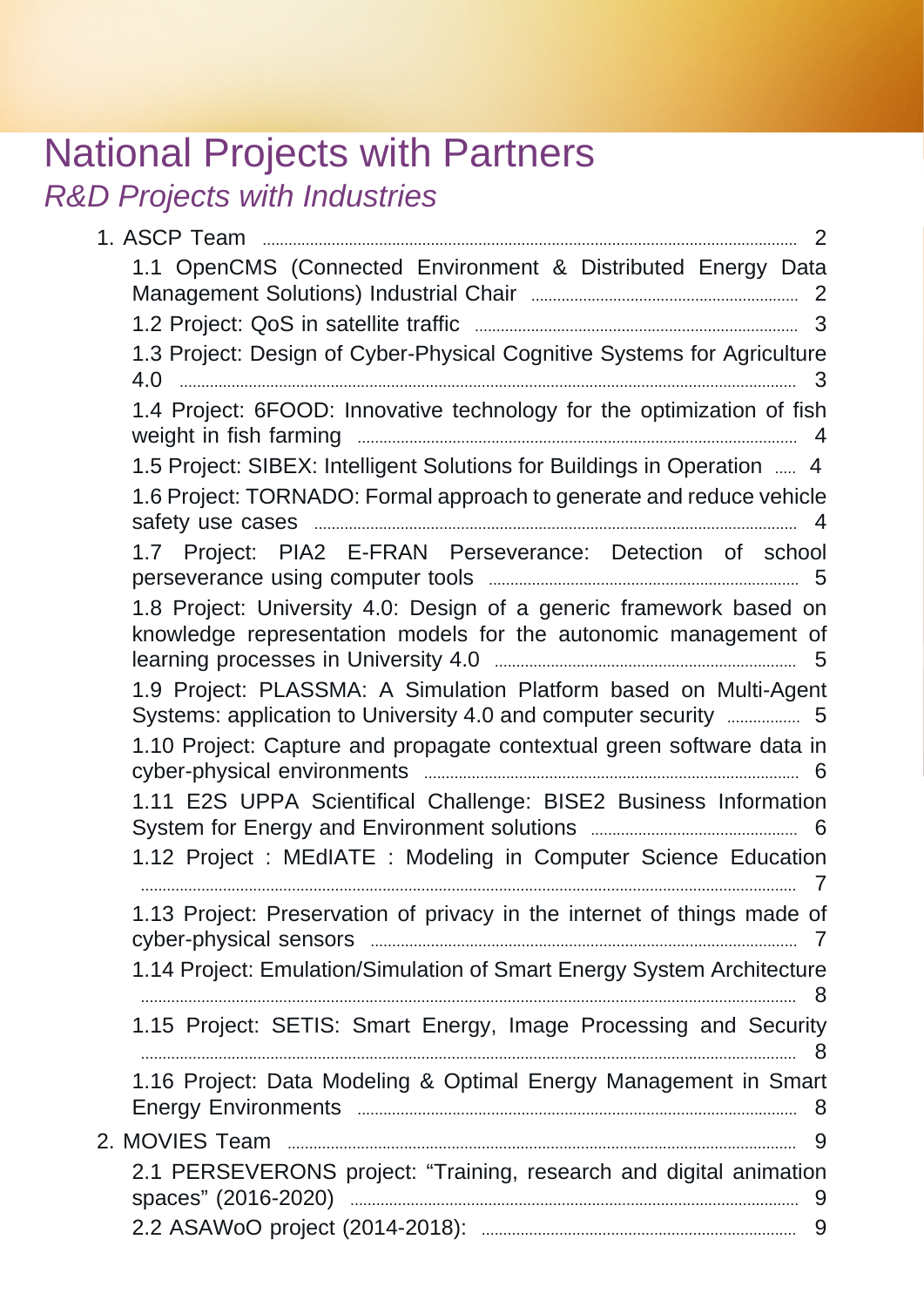# National Projects with Partners

## *R&D Projects with Industries*

1. ASCP Team ........ 2
   - 1.1 OpenCMS (Connected Environment & Distributed Energy Data Management Solutions) Industrial Chair ........ 2
   - 1.2 Project: QoS in satellite traffic ........ 3
   - 1.3 Project: Design of Cyber-Physical Cognitive Systems for Agriculture 4.0 ........ 3
   - 1.4 Project: 6FOOD: Innovative technology for the optimization of fish weight in fish farming ........ 4
   - 1.5 Project: SIBEX: Intelligent Solutions for Buildings in Operation ........ 4
   - 1.6 Project: TORNADO: Formal approach to generate and reduce vehicle safety use cases ........ 4
   - 1.7 Project: PIA2 E-FRAN Perseverance: Detection of school perseverance using computer tools ........ 5
   - 1.8 Project: University 4.0: Design of a generic framework based on knowledge representation models for the autonomic management of learning processes in University 4.0 ........ 5
   - 1.9 Project: PLASSMA: A Simulation Platform based on Multi-Agent Systems: application to University 4.0 and computer security ........ 5
   - 1.10 Project: Capture and propagate contextual green software data in cyber-physical environments ........ 6
   - 1.11 E2S UPPA Scientifical Challenge: BISE2 Business Information System for Energy and Environment solutions ........ 6
   - 1.12 Project : MEdIATE : Modeling in Computer Science Education ........ 7
   - 1.13 Project: Preservation of privacy in the internet of things made of cyber-physical sensors ........ 7
   - 1.14 Project: Emulation/Simulation of Smart Energy System Architecture ........ 8
   - 1.15 Project: SETIS: Smart Energy, Image Processing and Security ........ 8
   - 1.16 Project: Data Modeling & Optimal Energy Management in Smart Energy Environments ........ 8
2. MOVIES Team ........ 9
   - 2.1 PERSEVERONS project: "Training, research and digital animation spaces" (2016-2020) ........ 9
   - 2.2 ASAWoO project (2014-2018): ........ 9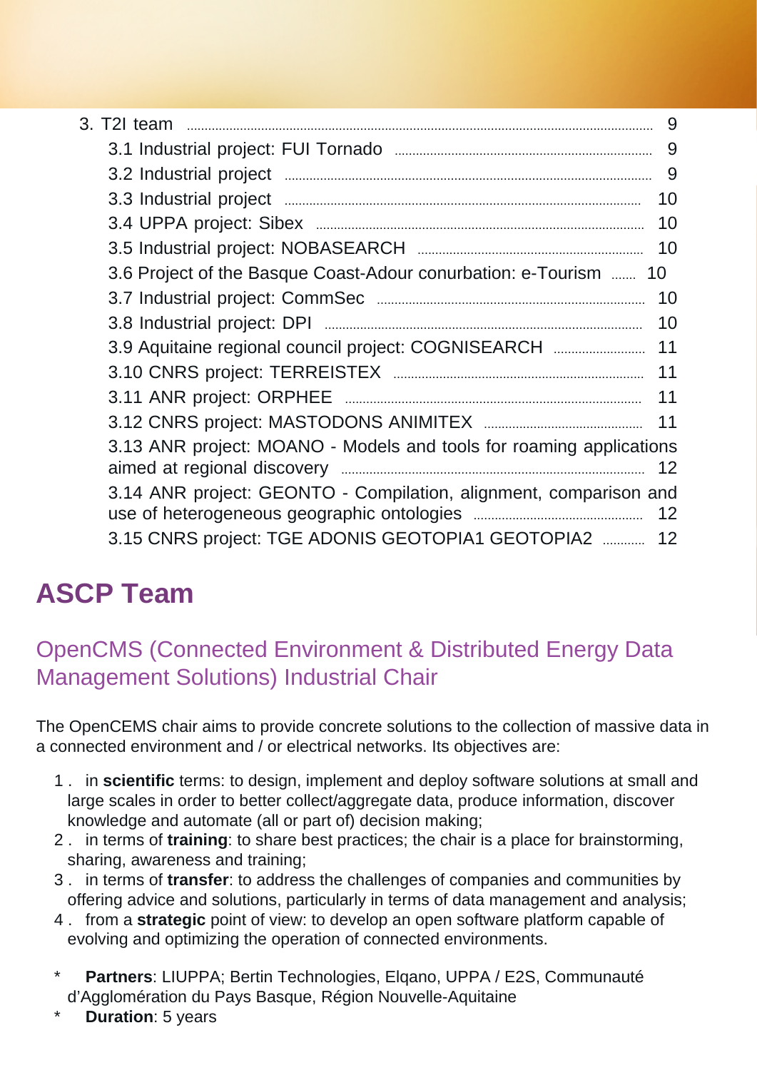3. T2I team ........ 9
  - 3.1 Industrial project: FUI Tornado ........ 9
  - 3.2 Industrial project ........ 9
  - 3.3 Industrial project ........ 10
  - 3.4 UPPA project: Sibex ........ 10
  - 3.5 Industrial project: NOBASEARCH ........ 10
  - 3.6 Project of the Basque Coast-Adour conurbation: e-Tourism ........ 10
  - 3.7 Industrial project: CommSec ........ 10
  - 3.8 Industrial project: DPI ........ 10
  - 3.9 Aquitaine regional council project: COGNISEARCH ........ 11
  - 3.10 CNRS project: TERREISTEX ........ 11
  - 3.11 ANR project: ORPHEE ........ 11
  - 3.12 CNRS project: MASTODONS ANIMITEX ........ 11
  - 3.13 ANR project: MOANO - Models and tools for roaming applications aimed at regional discovery ........ 12
  - 3.14 ANR project: GEONTO - Compilation, alignment, comparison and use of heterogeneous geographic ontologies ........ 12
  - 3.15 CNRS project: TGE ADONIS GEOTOPIA1 GEOTOPIA2 ........ 12

# ASCP Team

## OpenCMS (Connected Environment & Distributed Energy Data Management Solutions) Industrial Chair

The OpenCEMS chair aims to provide concrete solutions to the collection of massive data in a connected environment and / or electrical networks. Its objectives are:

1. in **scientific** terms: to design, implement and deploy software solutions at small and large scales in order to better collect/aggregate data, produce information, discover knowledge and automate (all or part of) decision making;
2. in terms of **training**: to share best practices; the chair is a place for brainstorming, sharing, awareness and training;
3. in terms of **transfer**: to address the challenges of companies and communities by offering advice and solutions, particularly in terms of data management and analysis;
4. from a **strategic** point of view: to develop an open software platform capable of evolving and optimizing the operation of connected environments.

* **Partners**: LIUPPA; Bertin Technologies, Elqano, UPPA / E2S, Communauté d'Agglomération du Pays Basque, Région Nouvelle-Aquitaine
* **Duration**: 5 years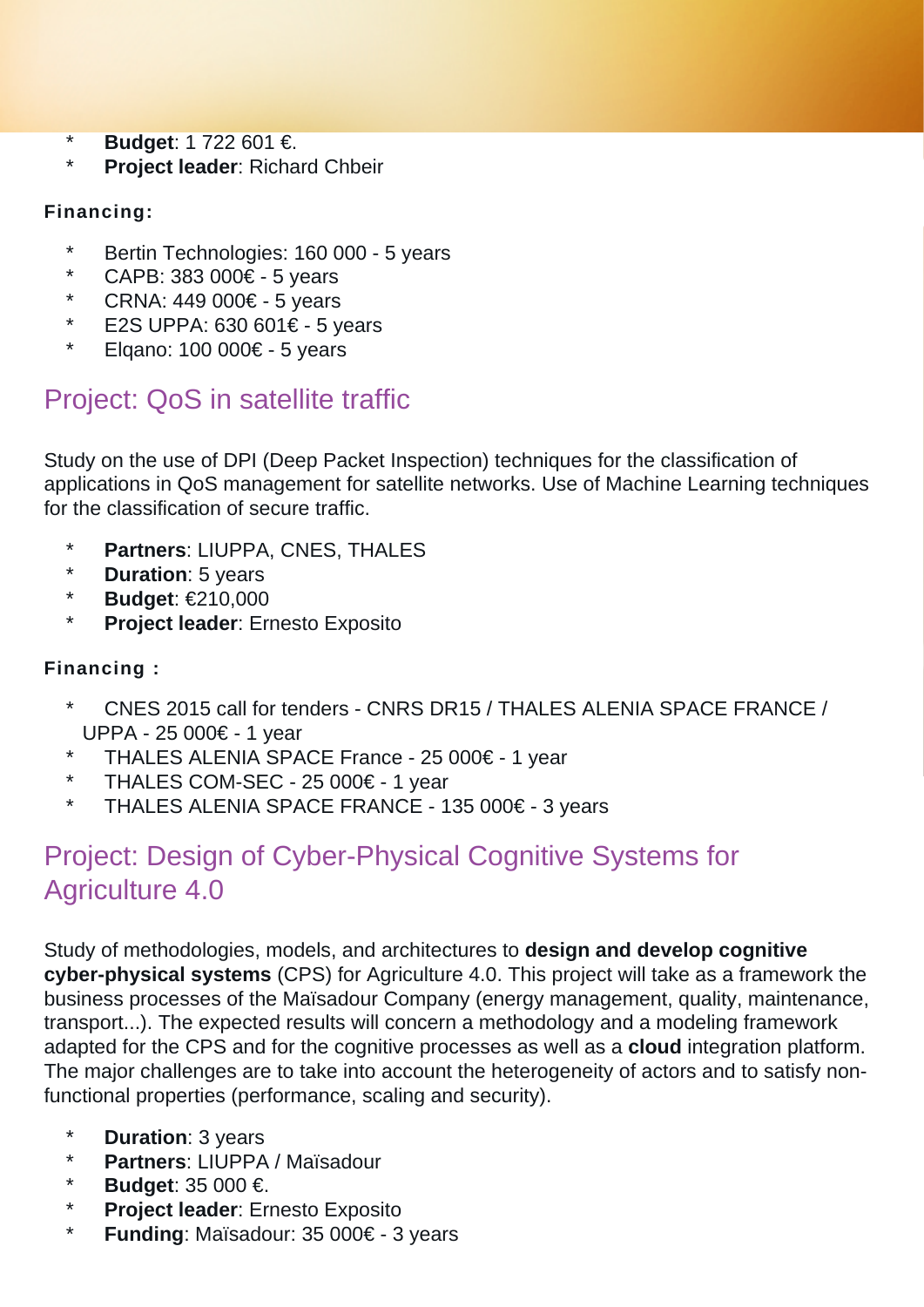- **Budget**: 1 722 601 €.
- **Project leader**: Richard Chbeir

**Financing:**

- Bertin Technologies: 160 000 - 5 years
- CAPB: 383 000€ - 5 years
- CRNA: 449 000€ - 5 years
- E2S UPPA: 630 601€ - 5 years
- Elqano: 100 000€ - 5 years

## Project: QoS in satellite traffic

Study on the use of DPI (Deep Packet Inspection) techniques for the classification of applications in QoS management for satellite networks. Use of Machine Learning techniques for the classification of secure traffic.

- **Partners**: LIUPPA, CNES, THALES
- **Duration**: 5 years
- **Budget**: €210,000
- **Project leader**: Ernesto Exposito

**Financing :**

- CNES 2015 call for tenders - CNRS DR15 / THALES ALENIA SPACE FRANCE / UPPA - 25 000€ - 1 year
- THALES ALENIA SPACE France - 25 000€ - 1 year
- THALES COM-SEC - 25 000€ - 1 year
- THALES ALENIA SPACE FRANCE - 135 000€ - 3 years

## Project: Design of Cyber-Physical Cognitive Systems for Agriculture 4.0

Study of methodologies, models, and architectures to **design and develop cognitive cyber-physical systems** (CPS) for Agriculture 4.0. This project will take as a framework the business processes of the Maïsadour Company (energy management, quality, maintenance, transport...). The expected results will concern a methodology and a modeling framework adapted for the CPS and for the cognitive processes as well as a **cloud** integration platform. The major challenges are to take into account the heterogeneity of actors and to satisfy non-functional properties (performance, scaling and security).

- **Duration**: 3 years
- **Partners**: LIUPPA / Maïsadour
- **Budget**: 35 000 €.
- **Project leader**: Ernesto Exposito
- **Funding**: Maïsadour: 35 000€ - 3 years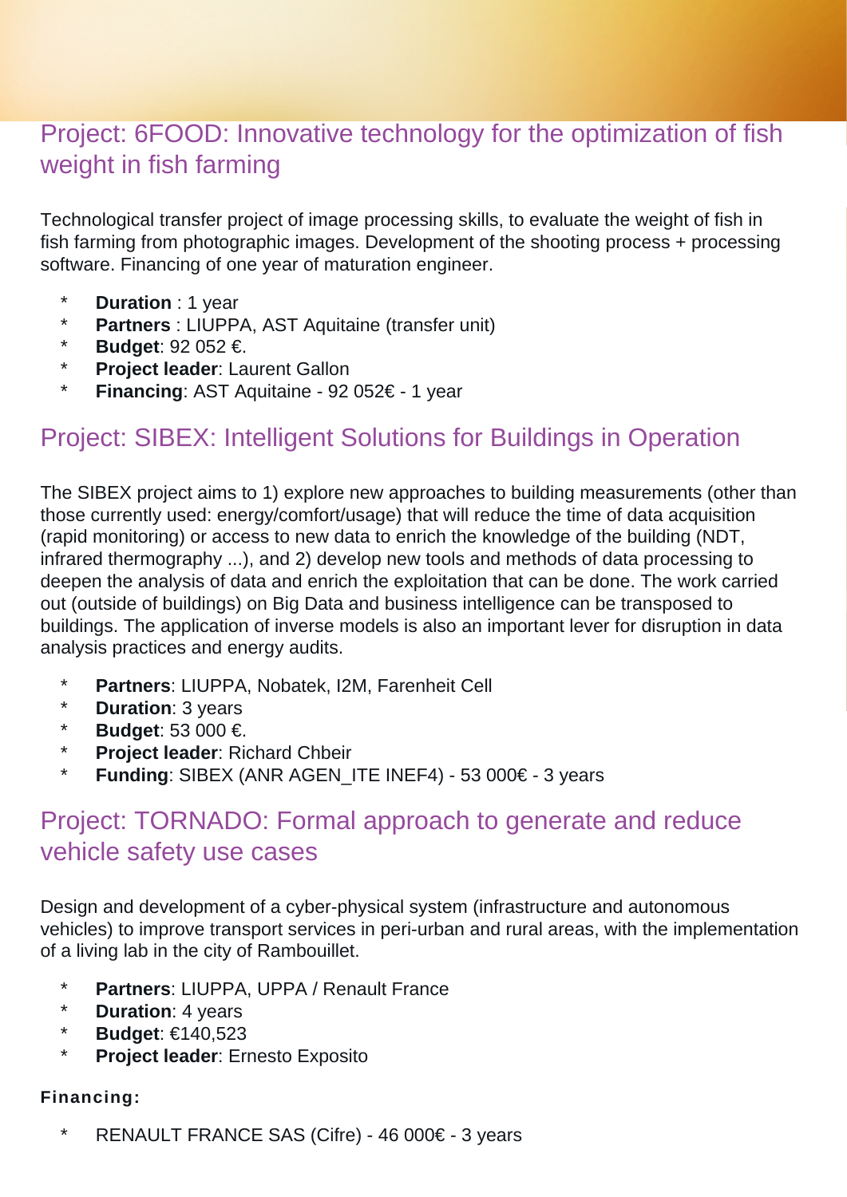## Project: 6FOOD: Innovative technology for the optimization of fish weight in fish farming

Technological transfer project of image processing skills, to evaluate the weight of fish in fish farming from photographic images. Development of the shooting process + processing software. Financing of one year of maturation engineer.

* **Duration** : 1 year
* **Partners** : LIUPPA, AST Aquitaine (transfer unit)
* **Budget**: 92 052 €.
* **Project leader**: Laurent Gallon
* **Financing**: AST Aquitaine - 92 052€ - 1 year

## Project: SIBEX: Intelligent Solutions for Buildings in Operation

The SIBEX project aims to 1) explore new approaches to building measurements (other than those currently used: energy/comfort/usage) that will reduce the time of data acquisition (rapid monitoring) or access to new data to enrich the knowledge of the building (NDT, infrared thermography ...), and 2) develop new tools and methods of data processing to deepen the analysis of data and enrich the exploitation that can be done. The work carried out (outside of buildings) on Big Data and business intelligence can be transposed to buildings. The application of inverse models is also an important lever for disruption in data analysis practices and energy audits.

* **Partners**: LIUPPA, Nobatek, I2M, Farenheit Cell
* **Duration**: 3 years
* **Budget**: 53 000 €.
* **Project leader**: Richard Chbeir
* **Funding**: SIBEX (ANR AGEN_ITE INEF4) - 53 000€ - 3 years

## Project: TORNADO: Formal approach to generate and reduce vehicle safety use cases

Design and development of a cyber-physical system (infrastructure and autonomous vehicles) to improve transport services in peri-urban and rural areas, with the implementation of a living lab in the city of Rambouillet.

* **Partners**: LIUPPA, UPPA / Renault France
* **Duration**: 4 years
* **Budget**: €140,523
* **Project leader**: Ernesto Exposito

**Financing:**

* RENAULT FRANCE SAS (Cifre) - 46 000€ - 3 years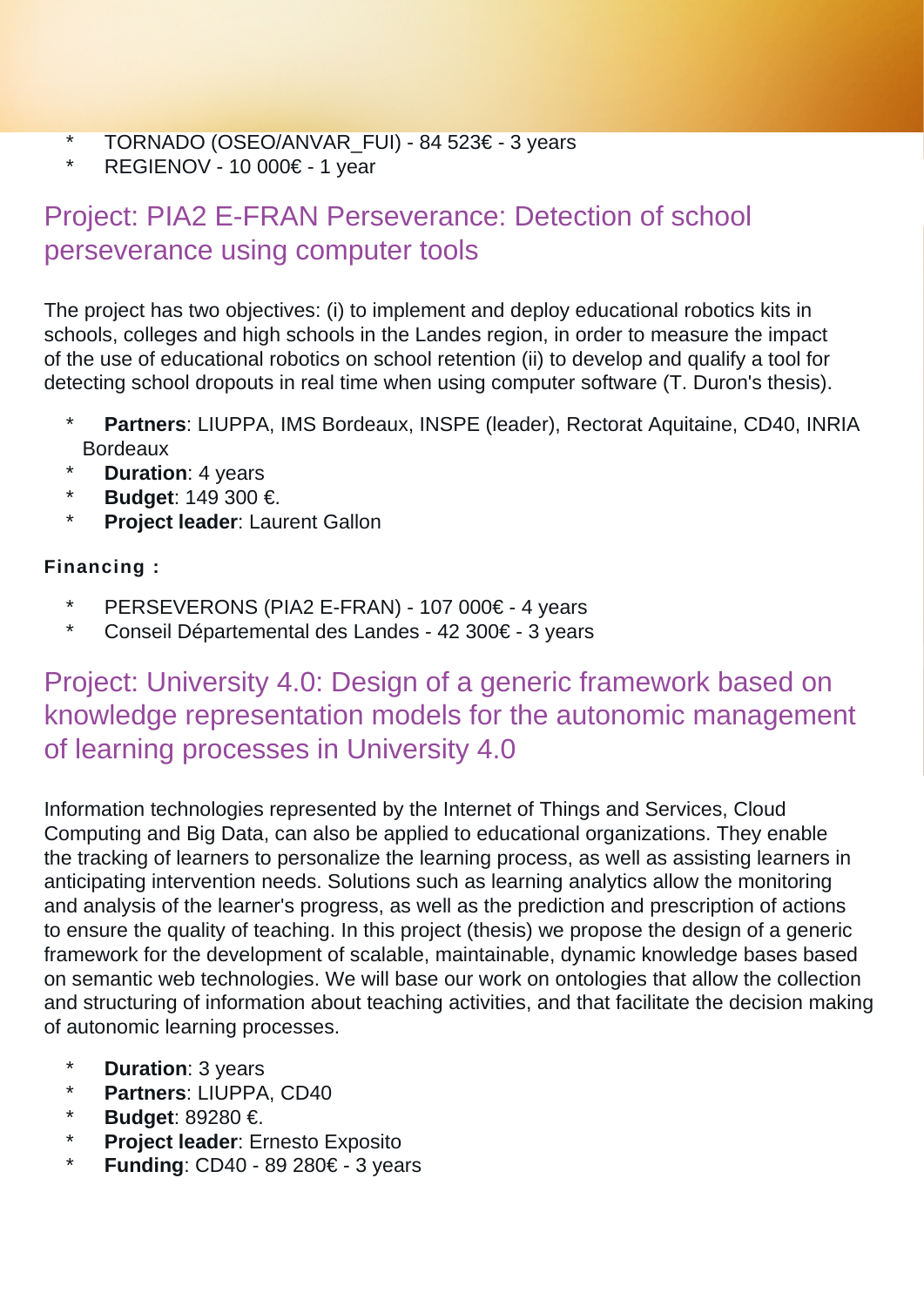* TORNADO (OSEO/ANVAR_FUI) - 84 523€ - 3 years
* REGIENOV - 10 000€ - 1 year

## Project: PIA2 E-FRAN Perseverance: Detection of school perseverance using computer tools

The project has two objectives: (i) to implement and deploy educational robotics kits in schools, colleges and high schools in the Landes region, in order to measure the impact of the use of educational robotics on school retention (ii) to develop and qualify a tool for detecting school dropouts in real time when using computer software (T. Duron's thesis).

* **Partners**: LIUPPA, IMS Bordeaux, INSPE (leader), Rectorat Aquitaine, CD40, INRIA Bordeaux
* **Duration**: 4 years
* **Budget**: 149 300 €.
* **Project leader**: Laurent Gallon

**Financing :**

* PERSEVERONS (PIA2 E-FRAN) - 107 000€ - 4 years
* Conseil Départemental des Landes - 42 300€ - 3 years

## Project: University 4.0: Design of a generic framework based on knowledge representation models for the autonomic management of learning processes in University 4.0

Information technologies represented by the Internet of Things and Services, Cloud Computing and Big Data, can also be applied to educational organizations. They enable the tracking of learners to personalize the learning process, as well as assisting learners in anticipating intervention needs. Solutions such as learning analytics allow the monitoring and analysis of the learner's progress, as well as the prediction and prescription of actions to ensure the quality of teaching. In this project (thesis) we propose the design of a generic framework for the development of scalable, maintainable, dynamic knowledge bases based on semantic web technologies. We will base our work on ontologies that allow the collection and structuring of information about teaching activities, and that facilitate the decision making of autonomic learning processes.

* **Duration**: 3 years
* **Partners**: LIUPPA, CD40
* **Budget**: 89280 €.
* **Project leader**: Ernesto Exposito
* **Funding**: CD40 - 89 280€ - 3 years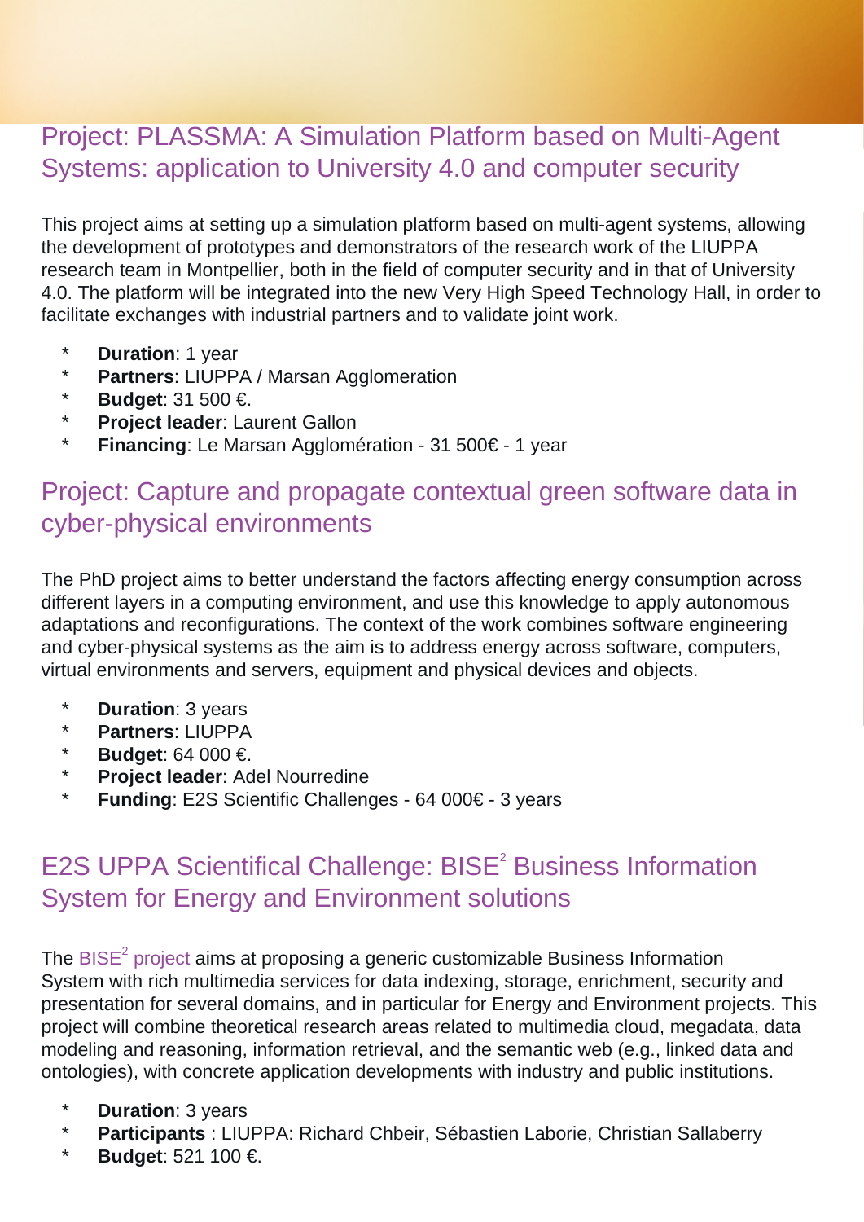## Project: PLASSMA: A Simulation Platform based on Multi-Agent Systems: application to University 4.0 and computer security

This project aims at setting up a simulation platform based on multi-agent systems, allowing the development of prototypes and demonstrators of the research work of the LIUPPA research team in Montpellier, both in the field of computer security and in that of University 4.0. The platform will be integrated into the new Very High Speed Technology Hall, in order to facilitate exchanges with industrial partners and to validate joint work.

* **Duration**: 1 year
* **Partners**: LIUPPA / Marsan Agglomeration
* **Budget**: 31 500 €.
* **Project leader**: Laurent Gallon
* **Financing**: Le Marsan Agglomération - 31 500€ - 1 year

## Project: Capture and propagate contextual green software data in cyber-physical environments

The PhD project aims to better understand the factors affecting energy consumption across different layers in a computing environment, and use this knowledge to apply autonomous adaptations and reconfigurations. The context of the work combines software engineering and cyber-physical systems as the aim is to address energy across software, computers, virtual environments and servers, equipment and physical devices and objects.

* **Duration**: 3 years
* **Partners**: LIUPPA
* **Budget**: 64 000 €.
* **Project leader**: Adel Nourredine
* **Funding**: E2S Scientific Challenges - 64 000€ - 3 years

## E2S UPPA Scientifical Challenge: BISE$^2$ Business Information System for Energy and Environment solutions

The BISE$^2$ project aims at proposing a generic customizable Business Information System with rich multimedia services for data indexing, storage, enrichment, security and presentation for several domains, and in particular for Energy and Environment projects. This project will combine theoretical research areas related to multimedia cloud, megadata, data modeling and reasoning, information retrieval, and the semantic web (e.g., linked data and ontologies), with concrete application developments with industry and public institutions.

* **Duration**: 3 years
* **Participants** : LIUPPA: Richard Chbeir, Sébastien Laborie, Christian Sallaberry
* **Budget**: 521 100 €.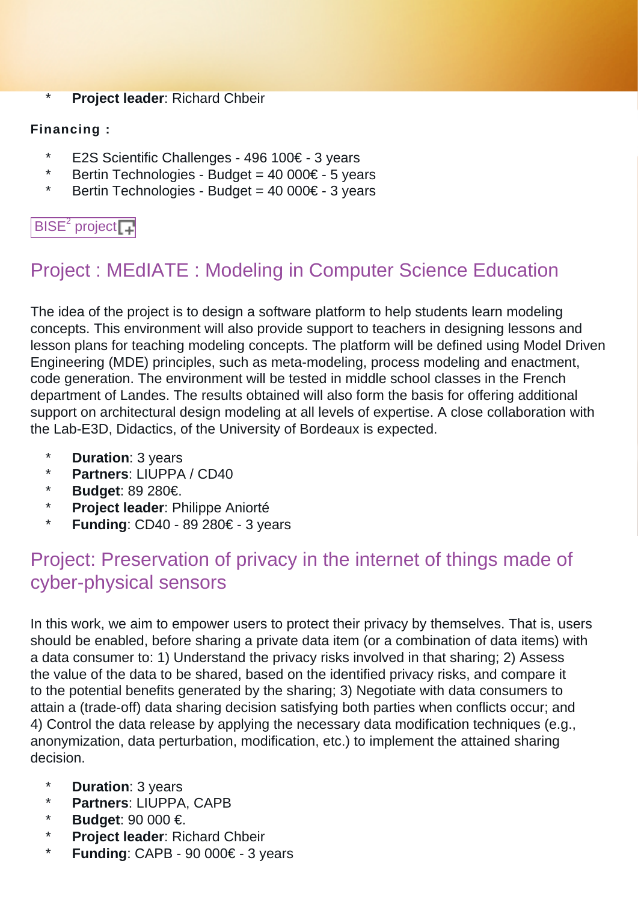* **Project leader**: Richard Chbeir

**Financing :**

* E2S Scientific Challenges - 496 100€ - 3 years
* Bertin Technologies - Budget = 40 000€ - 5 years
* Bertin Technologies - Budget = 40 000€ - 3 years

BISE[2] project

## Project : MEdIATE : Modeling in Computer Science Education

The idea of the project is to design a software platform to help students learn modeling concepts. This environment will also provide support to teachers in designing lessons and lesson plans for teaching modeling concepts. The platform will be defined using Model Driven Engineering (MDE) principles, such as meta-modeling, process modeling and enactment, code generation. The environment will be tested in middle school classes in the French department of Landes. The results obtained will also form the basis for offering additional support on architectural design modeling at all levels of expertise. A close collaboration with the Lab-E3D, Didactics, of the University of Bordeaux is expected.

* **Duration**: 3 years
* **Partners**: LIUPPA / CD40
* **Budget**: 89 280€.
* **Project leader**: Philippe Aniorté
* **Funding**: CD40 - 89 280€ - 3 years

## Project: Preservation of privacy in the internet of things made of cyber-physical sensors

In this work, we aim to empower users to protect their privacy by themselves. That is, users should be enabled, before sharing a private data item (or a combination of data items) with a data consumer to: 1) Understand the privacy risks involved in that sharing; 2) Assess the value of the data to be shared, based on the identified privacy risks, and compare it to the potential benefits generated by the sharing; 3) Negotiate with data consumers to attain a (trade-off) data sharing decision satisfying both parties when conflicts occur; and 4) Control the data release by applying the necessary data modification techniques (e.g., anonymization, data perturbation, modification, etc.) to implement the attained sharing decision.

* **Duration**: 3 years
* **Partners**: LIUPPA, CAPB
* **Budget**: 90 000 €.
* **Project leader**: Richard Chbeir
* **Funding**: CAPB - 90 000€ - 3 years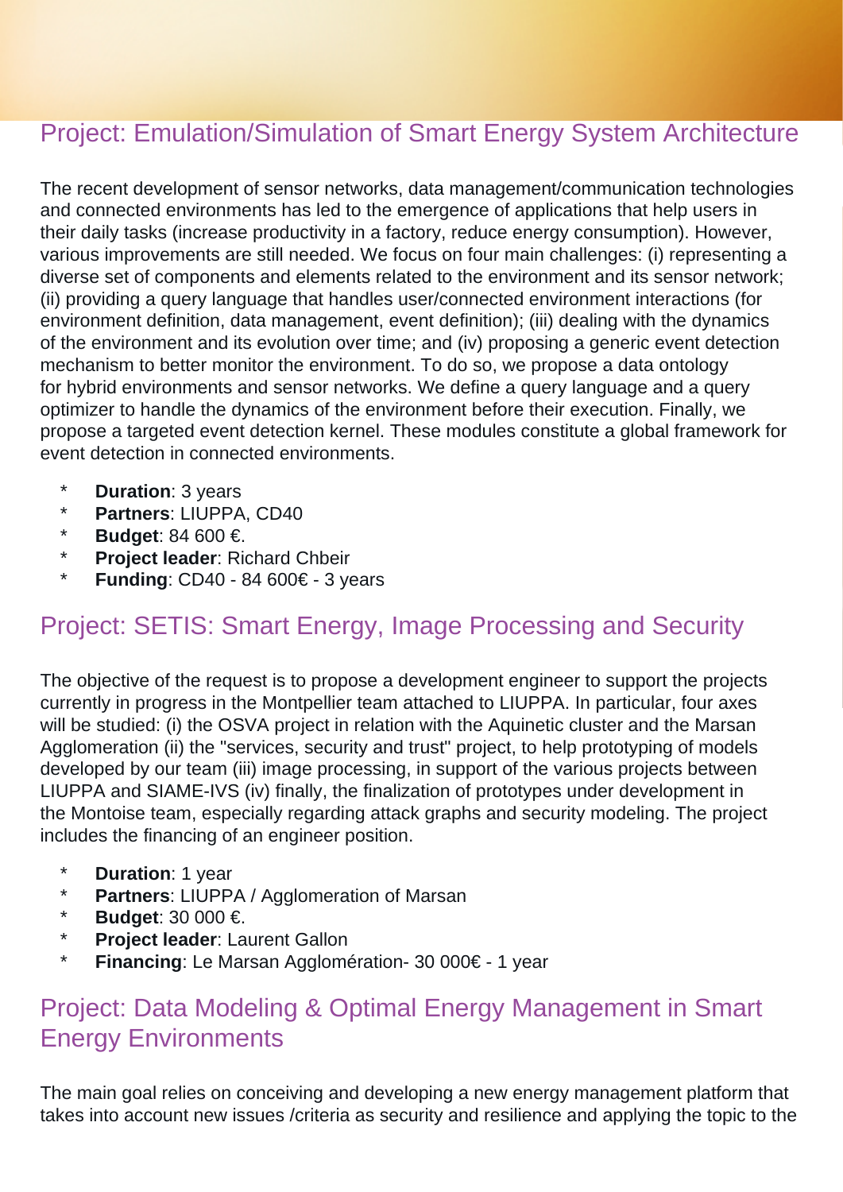## Project: Emulation/Simulation of Smart Energy System Architecture

The recent development of sensor networks, data management/communication technologies and connected environments has led to the emergence of applications that help users in their daily tasks (increase productivity in a factory, reduce energy consumption). However, various improvements are still needed. We focus on four main challenges: (i) representing a diverse set of components and elements related to the environment and its sensor network; (ii) providing a query language that handles user/connected environment interactions (for environment definition, data management, event definition); (iii) dealing with the dynamics of the environment and its evolution over time; and (iv) proposing a generic event detection mechanism to better monitor the environment. To do so, we propose a data ontology for hybrid environments and sensor networks. We define a query language and a query optimizer to handle the dynamics of the environment before their execution. Finally, we propose a targeted event detection kernel. These modules constitute a global framework for event detection in connected environments.

* **Duration**: 3 years
* **Partners**: LIUPPA, CD40
* **Budget**: 84 600 €.
* **Project leader**: Richard Chbeir
* **Funding**: CD40 - 84 600€ - 3 years

## Project: SETIS: Smart Energy, Image Processing and Security

The objective of the request is to propose a development engineer to support the projects currently in progress in the Montpellier team attached to LIUPPA. In particular, four axes will be studied: (i) the OSVA project in relation with the Aquinetic cluster and the Marsan Agglomeration (ii) the "services, security and trust" project, to help prototyping of models developed by our team (iii) image processing, in support of the various projects between LIUPPA and SIAME-IVS (iv) finally, the finalization of prototypes under development in the Montoise team, especially regarding attack graphs and security modeling. The project includes the financing of an engineer position.

* **Duration**: 1 year
* **Partners**: LIUPPA / Agglomeration of Marsan
* **Budget**: 30 000 €.
* **Project leader**: Laurent Gallon
* **Financing**: Le Marsan Agglomération- 30 000€ - 1 year

## Project: Data Modeling & Optimal Energy Management in Smart Energy Environments

The main goal relies on conceiving and developing a new energy management platform that takes into account new issues /criteria as security and resilience and applying the topic to the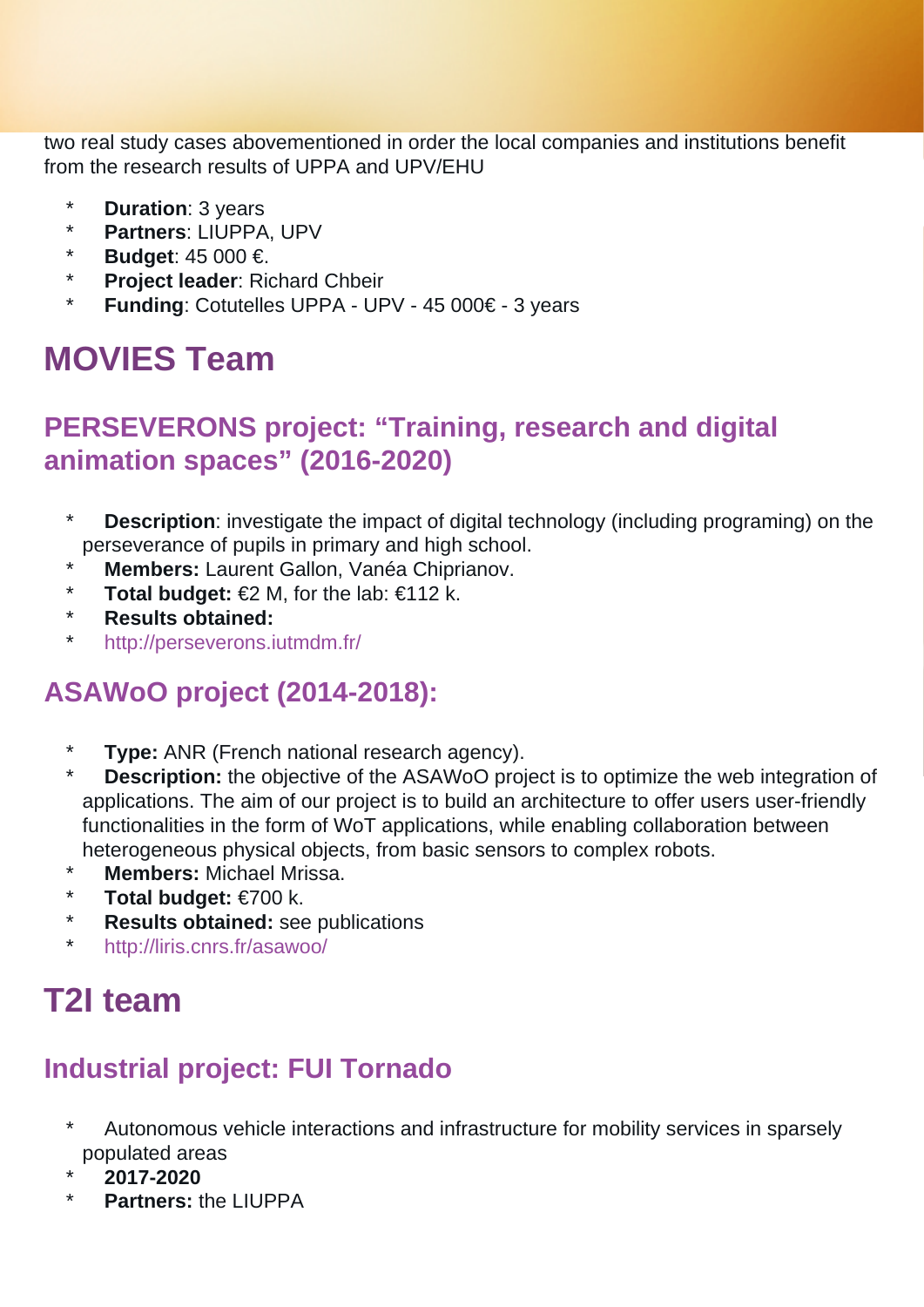two real study cases abovementioned in order the local companies and institutions benefit from the research results of UPPA and UPV/EHU

* **Duration**: 3 years
* **Partners**: LIUPPA, UPV
* **Budget**: 45 000 €.
* **Project leader**: Richard Chbeir
* **Funding**: Cotutelles UPPA - UPV - 45 000€ - 3 years

# MOVIES Team

## PERSEVERONS project: “Training, research and digital animation spaces” (2016-2020)

* **Description**: investigate the impact of digital technology (including programing) on the perseverance of pupils in primary and high school.
* **Members:** Laurent Gallon, Vanéa Chiprianov.
* **Total budget:** €2 M, for the lab: €112 k.
* **Results obtained:**
* http://perseverons.iutmdm.fr/

## ASAWoO project (2014-2018):

* **Type:** ANR (French national research agency).
* **Description:** the objective of the ASAWoO project is to optimize the web integration of applications. The aim of our project is to build an architecture to offer users user-friendly functionalities in the form of WoT applications, while enabling collaboration between heterogeneous physical objects, from basic sensors to complex robots.
* **Members:** Michael Mrissa.
* **Total budget:** €700 k.
* **Results obtained:** see publications
* http://liris.cnrs.fr/asawoo/

# T2I team

## Industrial project: FUI Tornado

* Autonomous vehicle interactions and infrastructure for mobility services in sparsely populated areas
* **2017-2020**
* **Partners:** the LIUPPA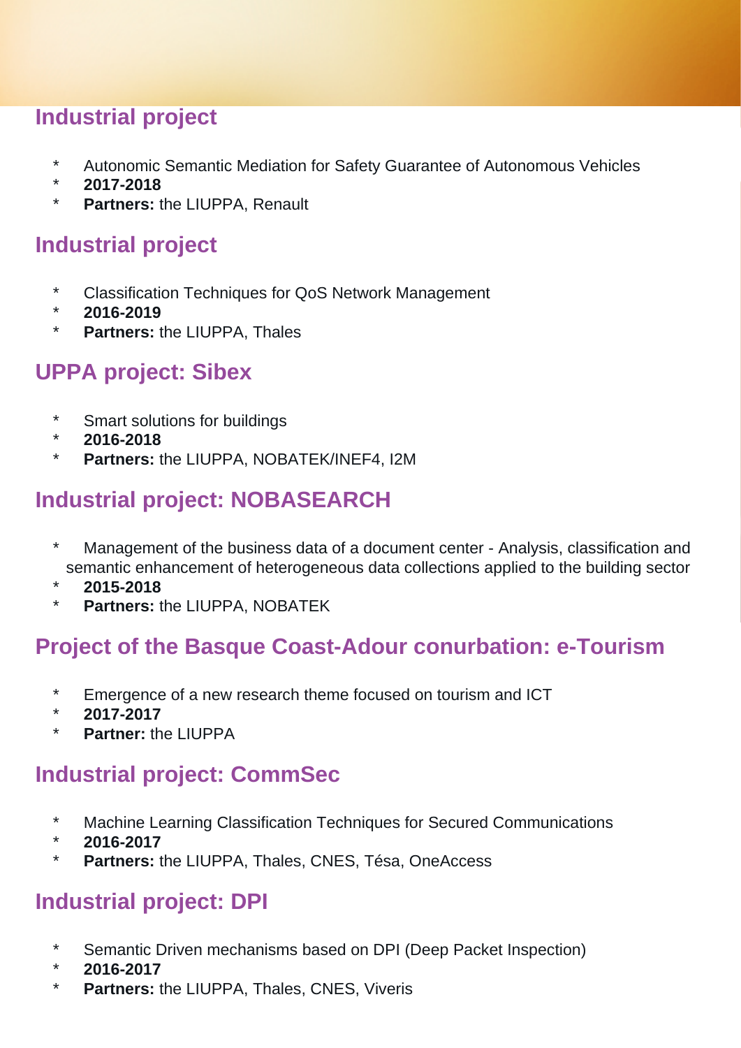## Industrial project

* Autonomic Semantic Mediation for Safety Guarantee of Autonomous Vehicles
* **2017-2018**
* **Partners:** the LIUPPA, Renault

## Industrial project

* Classification Techniques for QoS Network Management
* **2016-2019**
* **Partners:** the LIUPPA, Thales

## UPPA project: Sibex

* Smart solutions for buildings
* **2016-2018**
* **Partners:** the LIUPPA, NOBATEK/INEF4, I2M

## Industrial project: NOBASEARCH

* Management of the business data of a document center - Analysis, classification and semantic enhancement of heterogeneous data collections applied to the building sector
* **2015-2018**
* **Partners:** the LIUPPA, NOBATEK

## Project of the Basque Coast-Adour conurbation: e-Tourism

* Emergence of a new research theme focused on tourism and ICT
* **2017-2017**
* **Partner:** the LIUPPA

## Industrial project: CommSec

* Machine Learning Classification Techniques for Secured Communications
* **2016-2017**
* **Partners:** the LIUPPA, Thales, CNES, Tésa, OneAccess

## Industrial project: DPI

* Semantic Driven mechanisms based on DPI (Deep Packet Inspection)
* **2016-2017**
* **Partners:** the LIUPPA, Thales, CNES, Viveris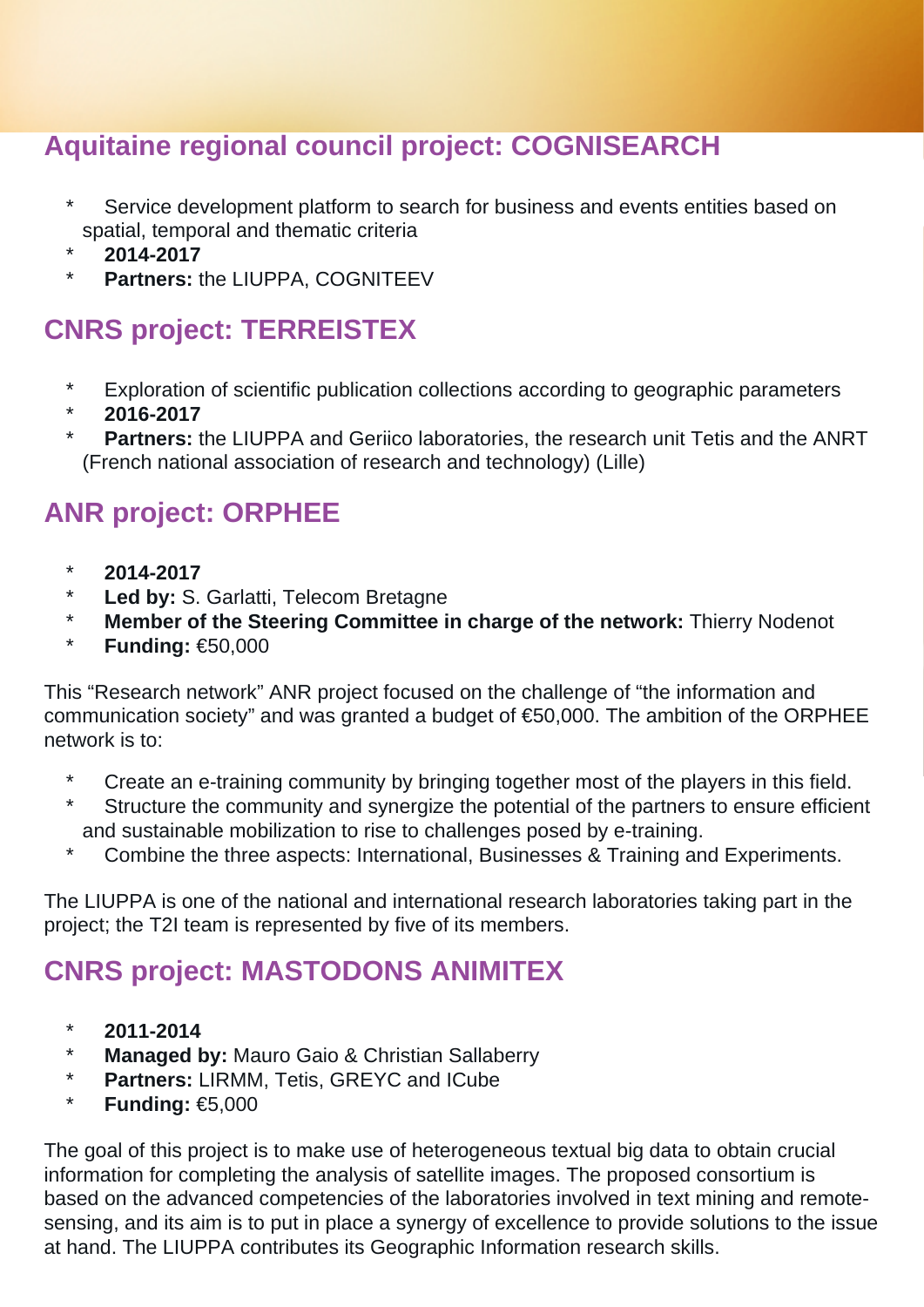## Aquitaine regional council project: COGNISEARCH

* Service development platform to search for business and events entities based on spatial, temporal and thematic criteria
* **2014-2017**
* **Partners:** the LIUPPA, COGNITEEV

## CNRS project: TERREISTEX

* Exploration of scientific publication collections according to geographic parameters
* **2016-2017**
* **Partners:** the LIUPPA and Geriico laboratories, the research unit Tetis and the ANRT (French national association of research and technology) (Lille)

## ANR project: ORPHEE

* **2014-2017**
* **Led by:** S. Garlatti, Telecom Bretagne
* **Member of the Steering Committee in charge of the network:** Thierry Nodenot
* **Funding:** €50,000

This "Research network" ANR project focused on the challenge of "the information and communication society" and was granted a budget of €50,000. The ambition of the ORPHEE network is to:

* Create an e-training community by bringing together most of the players in this field.
* Structure the community and synergize the potential of the partners to ensure efficient and sustainable mobilization to rise to challenges posed by e-training.
* Combine the three aspects: International, Businesses & Training and Experiments.

The LIUPPA is one of the national and international research laboratories taking part in the project; the T2I team is represented by five of its members.

## CNRS project: MASTODONS ANIMITEX

* **2011-2014**
* **Managed by:** Mauro Gaio & Christian Sallaberry
* **Partners:** LIRMM, Tetis, GREYC and ICube
* **Funding:** €5,000

The goal of this project is to make use of heterogeneous textual big data to obtain crucial information for completing the analysis of satellite images. The proposed consortium is based on the advanced competencies of the laboratories involved in text mining and remote-sensing, and its aim is to put in place a synergy of excellence to provide solutions to the issue at hand. The LIUPPA contributes its Geographic Information research skills.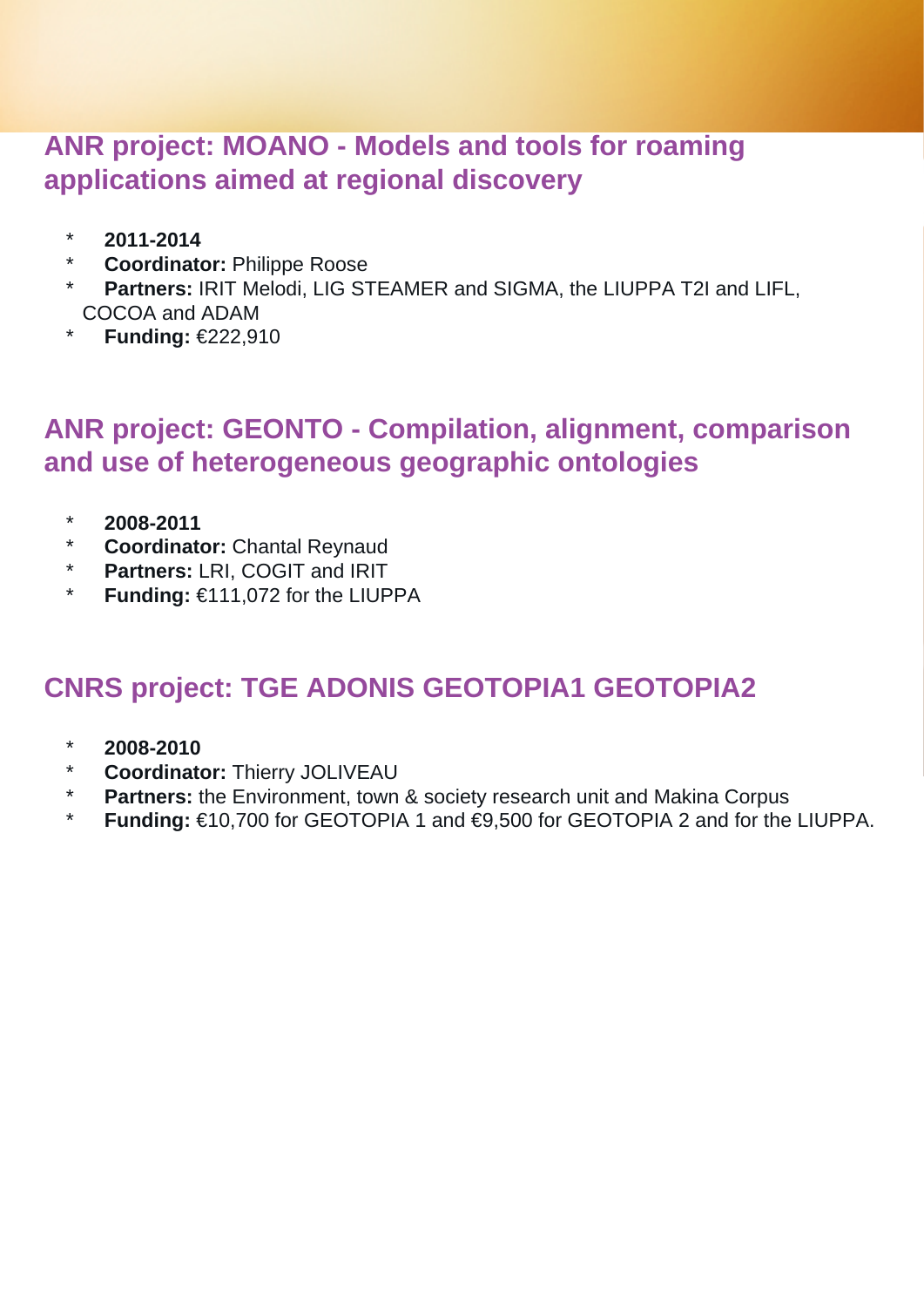## ANR project: MOANO - Models and tools for roaming applications aimed at regional discovery

* **2011-2014**
* **Coordinator:** Philippe Roose
* **Partners:** IRIT Melodi, LIG STEAMER and SIGMA, the LIUPPA T2I and LIFL, COCOA and ADAM
* **Funding:** €222,910

## ANR project: GEONTO - Compilation, alignment, comparison and use of heterogeneous geographic ontologies

* **2008-2011**
* **Coordinator:** Chantal Reynaud
* **Partners:** LRI, COGIT and IRIT
* **Funding:** €111,072 for the LIUPPA

## CNRS project: TGE ADONIS GEOTOPIA1 GEOTOPIA2

* **2008-2010**
* **Coordinator:** Thierry JOLIVEAU
* **Partners:** the Environment, town & society research unit and Makina Corpus
* **Funding:** €10,700 for GEOTOPIA 1 and €9,500 for GEOTOPIA 2 and for the LIUPPA.